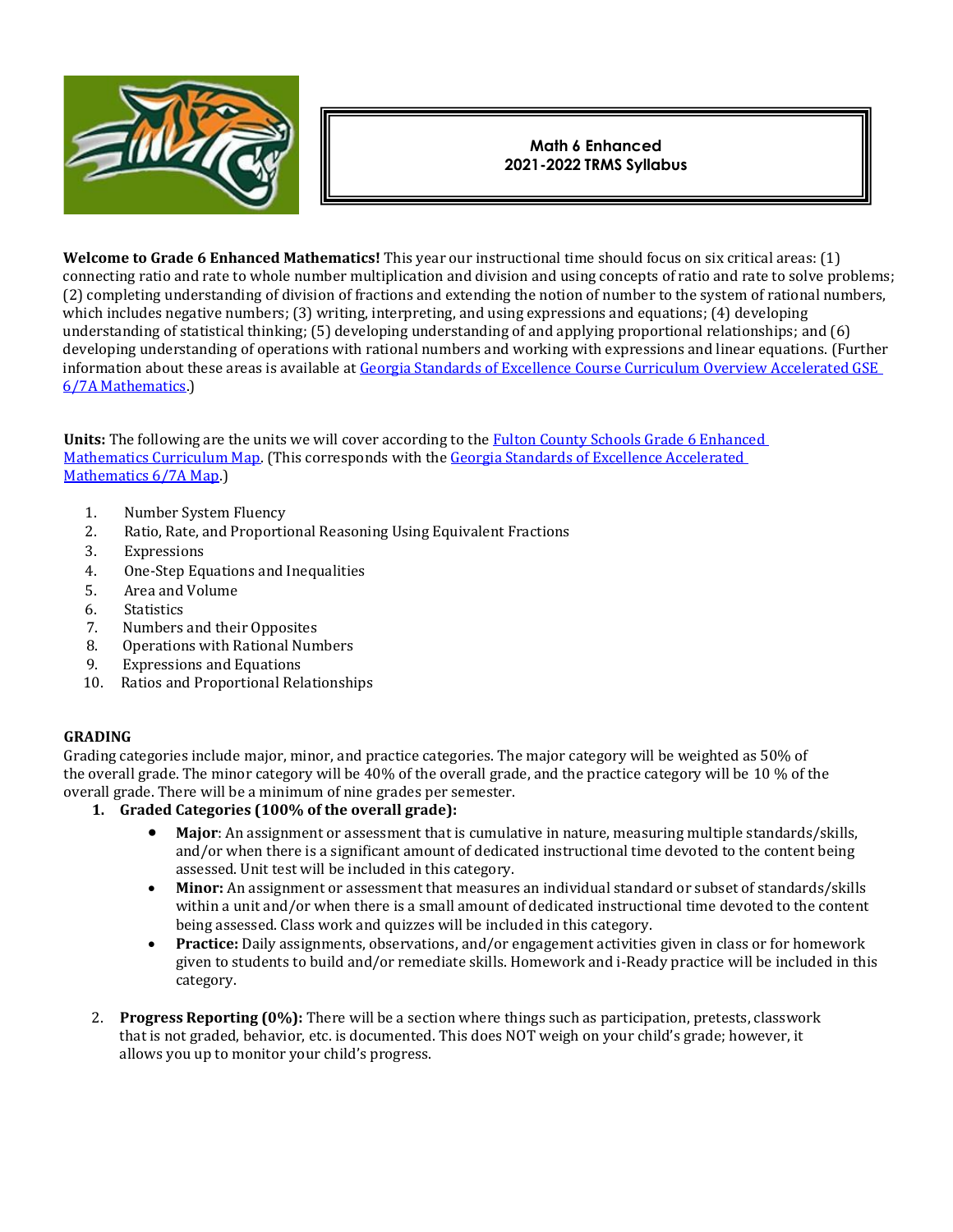# Math 6 Enhanced
## 2021-2022 TRMS Syllabus

**Welcome to Grade 6 Enhanced Mathematics!** This year our instructional time should focus on six critical areas: (1) connecting ratio and rate to whole number multiplication and division and using concepts of ratio and rate to solve problems; (2) completing understanding of division of fractions and extending the notion of number to the system of rational numbers, which includes negative numbers; (3) writing, interpreting, and using expressions and equations; (4) developing understanding of statistical thinking; (5) developing understanding of and applying proportional relationships; and (6) developing understanding of operations with rational numbers and working with expressions and linear equations. (Further information about these areas is available at Georgia Standards of Excellence Course Curriculum Overview Accelerated GSE 6/7A Mathematics.)

**Units:** The following are the units we will cover according to the Fulton County Schools Grade 6 Enhanced Mathematics Curriculum Map. (This corresponds with the Georgia Standards of Excellence Accelerated Mathematics 6/7A Map.)

1. Number System Fluency
2. Ratio, Rate, and Proportional Reasoning Using Equivalent Fractions
3. Expressions
4. One-Step Equations and Inequalities
5. Area and Volume
6. Statistics
7. Numbers and their Opposites
8. Operations with Rational Numbers
9. Expressions and Equations
10. Ratios and Proportional Relationships

**GRADING**

Grading categories include major, minor, and practice categories. The major category will be weighted as 50% of the overall grade. The minor category will be 40% of the overall grade, and the practice category will be 10 % of the overall grade. There will be a minimum of nine grades per semester.

1. **Graded Categories (100% of the overall grade):**
   - **Major**: An assignment or assessment that is cumulative in nature, measuring multiple standards/skills, and/or when there is a significant amount of dedicated instructional time devoted to the content being assessed. Unit test will be included in this category.
   - **Minor:** An assignment or assessment that measures an individual standard or subset of standards/skills within a unit and/or when there is a small amount of dedicated instructional time devoted to the content being assessed. Class work and quizzes will be included in this category.
   - **Practice:** Daily assignments, observations, and/or engagement activities given in class or for homework given to students to build and/or remediate skills. Homework and i-Ready practice will be included in this category.

2. **Progress Reporting (0%):** There will be a section where things such as participation, pretests, classwork that is not graded, behavior, etc. is documented. This does NOT weigh on your child's grade; however, it allows you up to monitor your child's progress.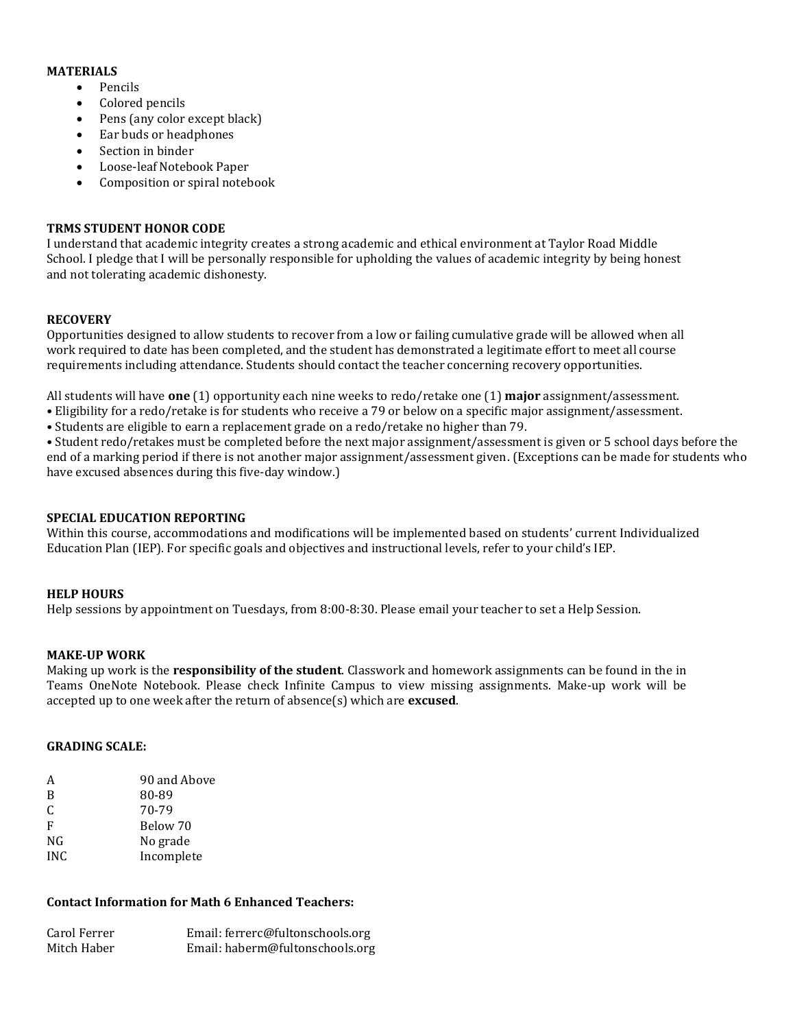**MATERIALS**

- Pencils
- Colored pencils
- Pens (any color except black)
- Ear buds or headphones
- Section in binder
- Loose-leaf Notebook Paper
- Composition or spiral notebook

**TRMS STUDENT HONOR CODE**

I understand that academic integrity creates a strong academic and ethical environment at Taylor Road Middle School. I pledge that I will be personally responsible for upholding the values of academic integrity by being honest and not tolerating academic dishonesty.

**RECOVERY**

Opportunities designed to allow students to recover from a low or failing cumulative grade will be allowed when all work required to date has been completed, and the student has demonstrated a legitimate effort to meet all course requirements including attendance. Students should contact the teacher concerning recovery opportunities.

All students will have **one** (1) opportunity each nine weeks to redo/retake one (1) **major** assignment/assessment.

- Eligibility for a redo/retake is for students who receive a 79 or below on a specific major assignment/assessment.
- Students are eligible to earn a replacement grade on a redo/retake no higher than 79.
- Student redo/retakes must be completed before the next major assignment/assessment is given or 5 school days before the end of a marking period if there is not another major assignment/assessment given. (Exceptions can be made for students who have excused absences during this five-day window.)

**SPECIAL EDUCATION REPORTING**

Within this course, accommodations and modifications will be implemented based on students' current Individualized Education Plan (IEP). For specific goals and objectives and instructional levels, refer to your child's IEP.

**HELP HOURS**

Help sessions by appointment on Tuesdays, from 8:00-8:30. Please email your teacher to set a Help Session.

**MAKE-UP WORK**

Making up work is the **responsibility of the student**. Classwork and homework assignments can be found in the in Teams OneNote Notebook. Please check Infinite Campus to view missing assignments. Make-up work will be accepted up to one week after the return of absence(s) which are **excused**.

**GRADING SCALE:**

| | |
|---|---|
| A | 90 and Above |
| B | 80-89 |
| C | 70-79 |
| F | Below 70 |
| NG | No grade |
| INC | Incomplete |

**Contact Information for Math 6 Enhanced Teachers:**

| | |
|---|---|
| Carol Ferrer | Email: ferrerc@fultonschools.org |
| Mitch Haber | Email: haberm@fultonschools.org |